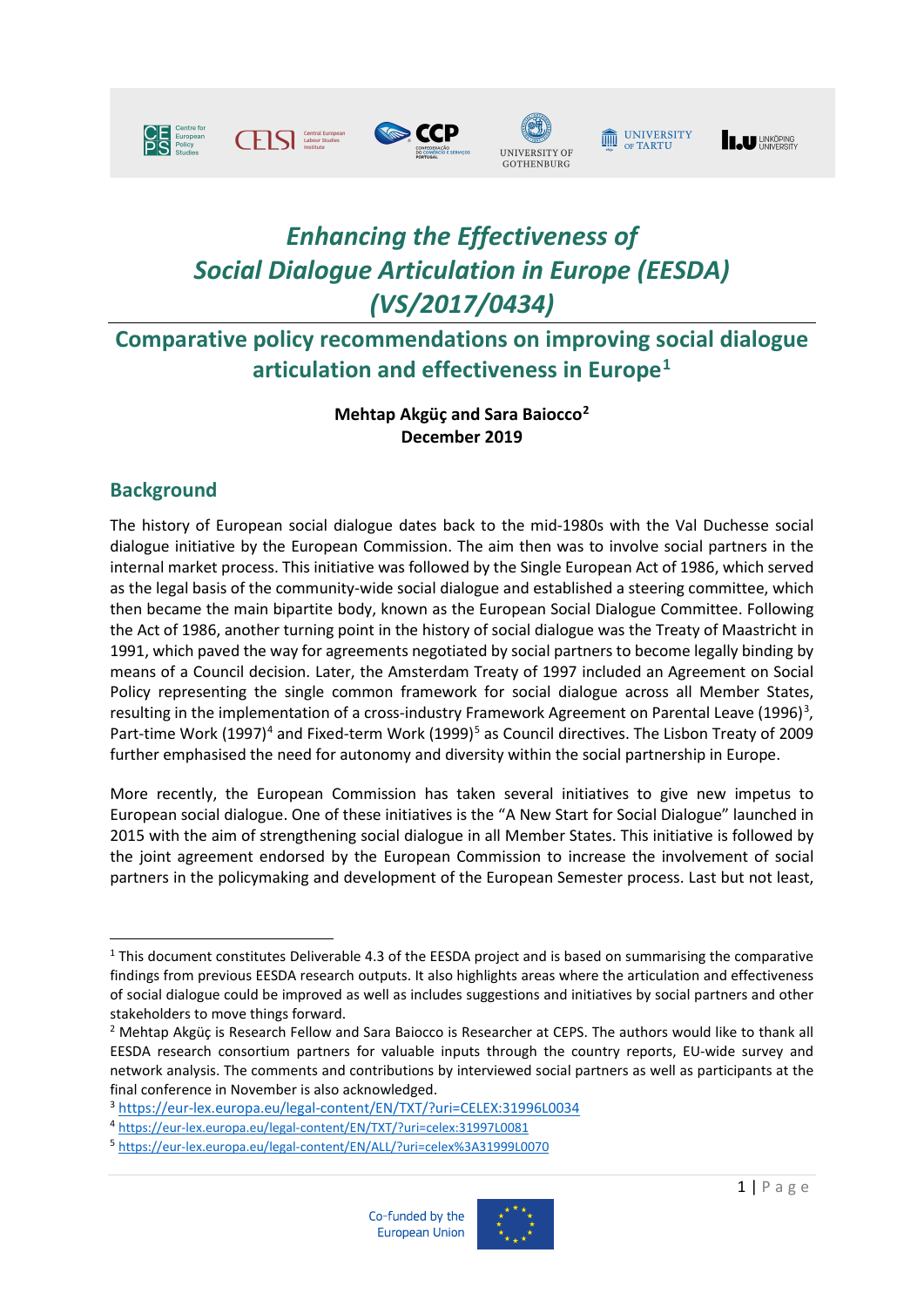# *Enhancing the Effectiveness of Social Dialogue Articulation in Europe (EESDA) (VS/2017/0434)*

## Comparative policy recommendations on improving social dialogue articulation and effectiveness in Europe[1]

**Mehtap Akgüç and Sara Baiocco[2]**
**December 2019**

## Background

The history of European social dialogue dates back to the mid-1980s with the Val Duchesse social dialogue initiative by the European Commission. The aim then was to involve social partners in the internal market process. This initiative was followed by the Single European Act of 1986, which served as the legal basis of the community-wide social dialogue and established a steering committee, which then became the main bipartite body, known as the European Social Dialogue Committee. Following the Act of 1986, another turning point in the history of social dialogue was the Treaty of Maastricht in 1991, which paved the way for agreements negotiated by social partners to become legally binding by means of a Council decision. Later, the Amsterdam Treaty of 1997 included an Agreement on Social Policy representing the single common framework for social dialogue across all Member States, resulting in the implementation of a cross-industry Framework Agreement on Parental Leave (1996)[3], Part-time Work (1997)[4] and Fixed-term Work (1999)[5] as Council directives. The Lisbon Treaty of 2009 further emphasised the need for autonomy and diversity within the social partnership in Europe.

More recently, the European Commission has taken several initiatives to give new impetus to European social dialogue. One of these initiatives is the "A New Start for Social Dialogue" launched in 2015 with the aim of strengthening social dialogue in all Member States. This initiative is followed by the joint agreement endorsed by the European Commission to increase the involvement of social partners in the policymaking and development of the European Semester process. Last but not least,

---

[1] This document constitutes Deliverable 4.3 of the EESDA project and is based on summarising the comparative findings from previous EESDA research outputs. It also highlights areas where the articulation and effectiveness of social dialogue could be improved as well as includes suggestions and initiatives by social partners and other stakeholders to move things forward.

[2] Mehtap Akgüç is Research Fellow and Sara Baiocco is Researcher at CEPS. The authors would like to thank all EESDA research consortium partners for valuable inputs through the country reports, EU-wide survey and network analysis. The comments and contributions by interviewed social partners as well as participants at the final conference in November is also acknowledged.

[3] https://eur-lex.europa.eu/legal-content/EN/TXT/?uri=CELEX:31996L0034

[4] https://eur-lex.europa.eu/legal-content/EN/TXT/?uri=celex:31997L0081

[5] https://eur-lex.europa.eu/legal-content/EN/ALL/?uri=celex%3A31999L0070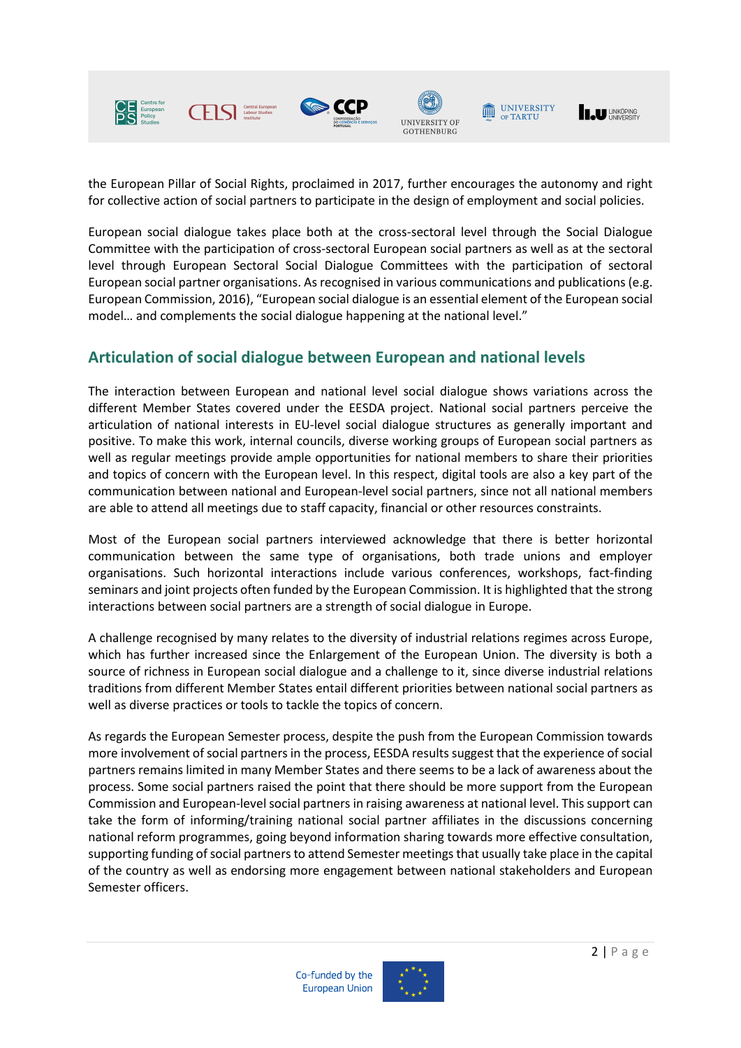the European Pillar of Social Rights, proclaimed in 2017, further encourages the autonomy and right for collective action of social partners to participate in the design of employment and social policies.

European social dialogue takes place both at the cross-sectoral level through the Social Dialogue Committee with the participation of cross-sectoral European social partners as well as at the sectoral level through European Sectoral Social Dialogue Committees with the participation of sectoral European social partner organisations. As recognised in various communications and publications (e.g. European Commission, 2016), "European social dialogue is an essential element of the European social model… and complements the social dialogue happening at the national level."

## Articulation of social dialogue between European and national levels

The interaction between European and national level social dialogue shows variations across the different Member States covered under the EESDA project. National social partners perceive the articulation of national interests in EU-level social dialogue structures as generally important and positive. To make this work, internal councils, diverse working groups of European social partners as well as regular meetings provide ample opportunities for national members to share their priorities and topics of concern with the European level. In this respect, digital tools are also a key part of the communication between national and European-level social partners, since not all national members are able to attend all meetings due to staff capacity, financial or other resources constraints.

Most of the European social partners interviewed acknowledge that there is better horizontal communication between the same type of organisations, both trade unions and employer organisations. Such horizontal interactions include various conferences, workshops, fact-finding seminars and joint projects often funded by the European Commission. It is highlighted that the strong interactions between social partners are a strength of social dialogue in Europe.

A challenge recognised by many relates to the diversity of industrial relations regimes across Europe, which has further increased since the Enlargement of the European Union. The diversity is both a source of richness in European social dialogue and a challenge to it, since diverse industrial relations traditions from different Member States entail different priorities between national social partners as well as diverse practices or tools to tackle the topics of concern.

As regards the European Semester process, despite the push from the European Commission towards more involvement of social partners in the process, EESDA results suggest that the experience of social partners remains limited in many Member States and there seems to be a lack of awareness about the process. Some social partners raised the point that there should be more support from the European Commission and European-level social partners in raising awareness at national level. This support can take the form of informing/training national social partner affiliates in the discussions concerning national reform programmes, going beyond information sharing towards more effective consultation, supporting funding of social partners to attend Semester meetings that usually take place in the capital of the country as well as endorsing more engagement between national stakeholders and European Semester officers.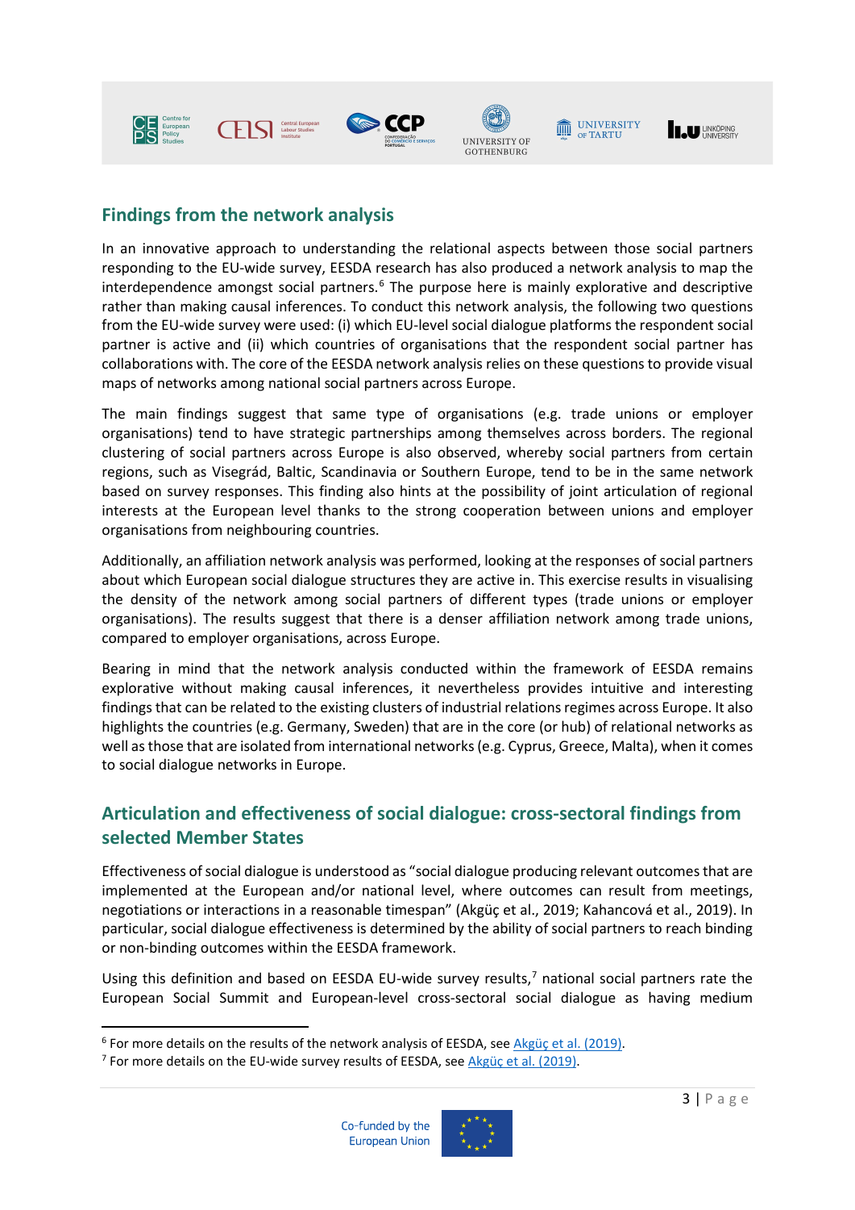## Findings from the network analysis

In an innovative approach to understanding the relational aspects between those social partners responding to the EU-wide survey, EESDA research has also produced a network analysis to map the interdependence amongst social partners.[6] The purpose here is mainly explorative and descriptive rather than making causal inferences. To conduct this network analysis, the following two questions from the EU-wide survey were used: (i) which EU-level social dialogue platforms the respondent social partner is active and (ii) which countries of organisations that the respondent social partner has collaborations with. The core of the EESDA network analysis relies on these questions to provide visual maps of networks among national social partners across Europe.

The main findings suggest that same type of organisations (e.g. trade unions or employer organisations) tend to have strategic partnerships among themselves across borders. The regional clustering of social partners across Europe is also observed, whereby social partners from certain regions, such as Visegrád, Baltic, Scandinavia or Southern Europe, tend to be in the same network based on survey responses. This finding also hints at the possibility of joint articulation of regional interests at the European level thanks to the strong cooperation between unions and employer organisations from neighbouring countries.

Additionally, an affiliation network analysis was performed, looking at the responses of social partners about which European social dialogue structures they are active in. This exercise results in visualising the density of the network among social partners of different types (trade unions or employer organisations). The results suggest that there is a denser affiliation network among trade unions, compared to employer organisations, across Europe.

Bearing in mind that the network analysis conducted within the framework of EESDA remains explorative without making causal inferences, it nevertheless provides intuitive and interesting findings that can be related to the existing clusters of industrial relations regimes across Europe. It also highlights the countries (e.g. Germany, Sweden) that are in the core (or hub) of relational networks as well as those that are isolated from international networks (e.g. Cyprus, Greece, Malta), when it comes to social dialogue networks in Europe.

## Articulation and effectiveness of social dialogue: cross-sectoral findings from selected Member States

Effectiveness of social dialogue is understood as "social dialogue producing relevant outcomes that are implemented at the European and/or national level, where outcomes can result from meetings, negotiations or interactions in a reasonable timespan" (Akgüç et al., 2019; Kahancová et al., 2019). In particular, social dialogue effectiveness is determined by the ability of social partners to reach binding or non-binding outcomes within the EESDA framework.

Using this definition and based on EESDA EU-wide survey results,[7] national social partners rate the European Social Summit and European-level cross-sectoral social dialogue as having medium

---

[6] For more details on the results of the network analysis of EESDA, see Akgüç et al. (2019).

[7] For more details on the EU-wide survey results of EESDA, see Akgüç et al. (2019).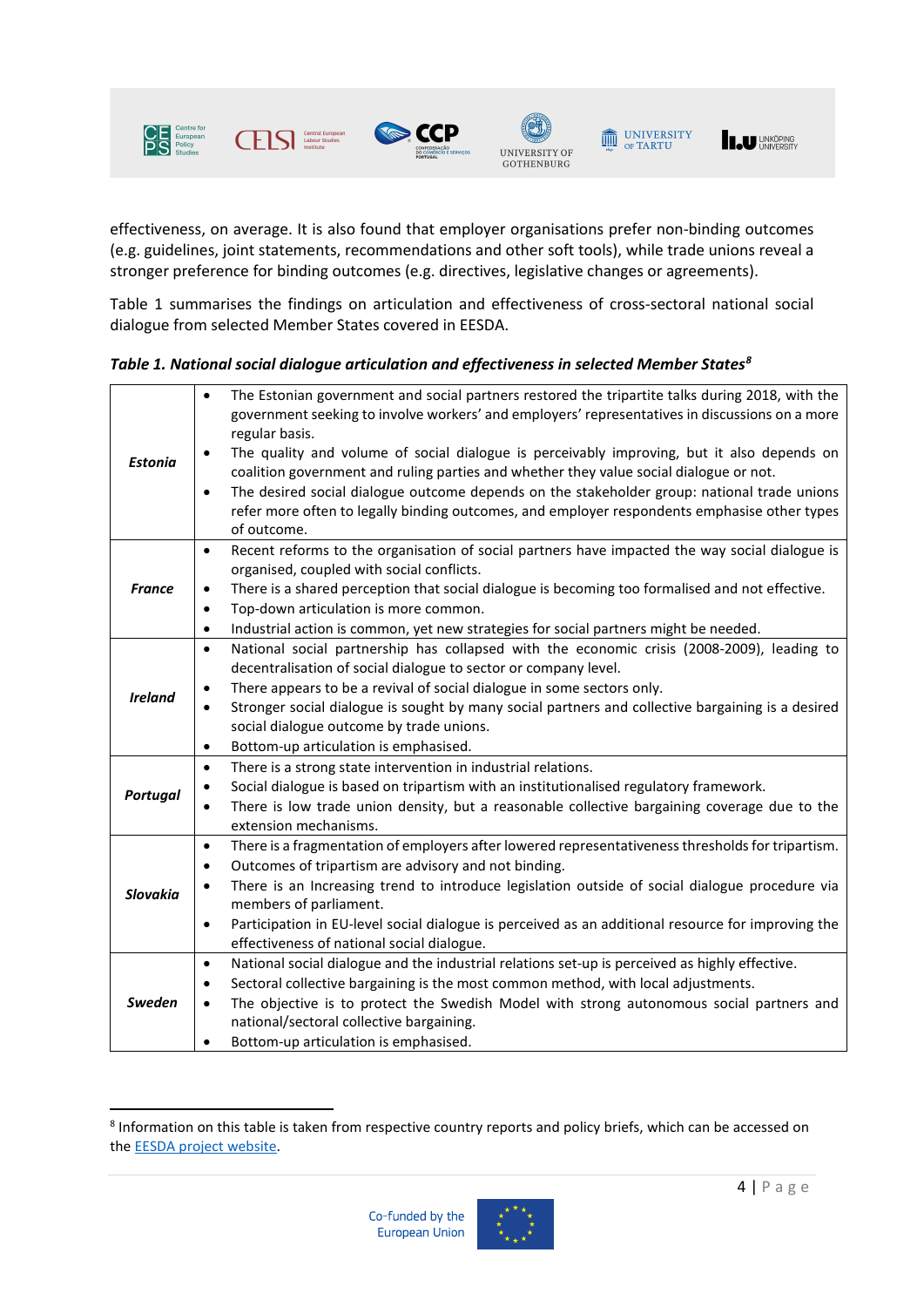effectiveness, on average. It is also found that employer organisations prefer non-binding outcomes (e.g. guidelines, joint statements, recommendations and other soft tools), while trade unions reveal a stronger preference for binding outcomes (e.g. directives, legislative changes or agreements).

Table 1 summarises the findings on articulation and effectiveness of cross-sectoral national social dialogue from selected Member States covered in EESDA.

***Table 1. National social dialogue articulation and effectiveness in selected Member States***[8]

| | |
|---|---|
| ***Estonia*** | • The Estonian government and social partners restored the tripartite talks during 2018, with the government seeking to involve workers' and employers' representatives in discussions on a more regular basis.<br>• The quality and volume of social dialogue is perceivably improving, but it also depends on coalition government and ruling parties and whether they value social dialogue or not.<br>• The desired social dialogue outcome depends on the stakeholder group: national trade unions refer more often to legally binding outcomes, and employer respondents emphasise other types of outcome. |
| ***France*** | • Recent reforms to the organisation of social partners have impacted the way social dialogue is organised, coupled with social conflicts.<br>• There is a shared perception that social dialogue is becoming too formalised and not effective.<br>• Top-down articulation is more common.<br>• Industrial action is common, yet new strategies for social partners might be needed. |
| ***Ireland*** | • National social partnership has collapsed with the economic crisis (2008-2009), leading to decentralisation of social dialogue to sector or company level.<br>• There appears to be a revival of social dialogue in some sectors only.<br>• Stronger social dialogue is sought by many social partners and collective bargaining is a desired social dialogue outcome by trade unions.<br>• Bottom-up articulation is emphasised. |
| ***Portugal*** | • There is a strong state intervention in industrial relations.<br>• Social dialogue is based on tripartism with an institutionalised regulatory framework.<br>• There is low trade union density, but a reasonable collective bargaining coverage due to the extension mechanisms. |
| ***Slovakia*** | • There is a fragmentation of employers after lowered representativeness thresholds for tripartism.<br>• Outcomes of tripartism are advisory and not binding.<br>• There is an Increasing trend to introduce legislation outside of social dialogue procedure via members of parliament.<br>• Participation in EU-level social dialogue is perceived as an additional resource for improving the effectiveness of national social dialogue. |
| ***Sweden*** | • National social dialogue and the industrial relations set-up is perceived as highly effective.<br>• Sectoral collective bargaining is the most common method, with local adjustments.<br>• The objective is to protect the Swedish Model with strong autonomous social partners and national/sectoral collective bargaining.<br>• Bottom-up articulation is emphasised. |

[8] Information on this table is taken from respective country reports and policy briefs, which can be accessed on the EESDA project website.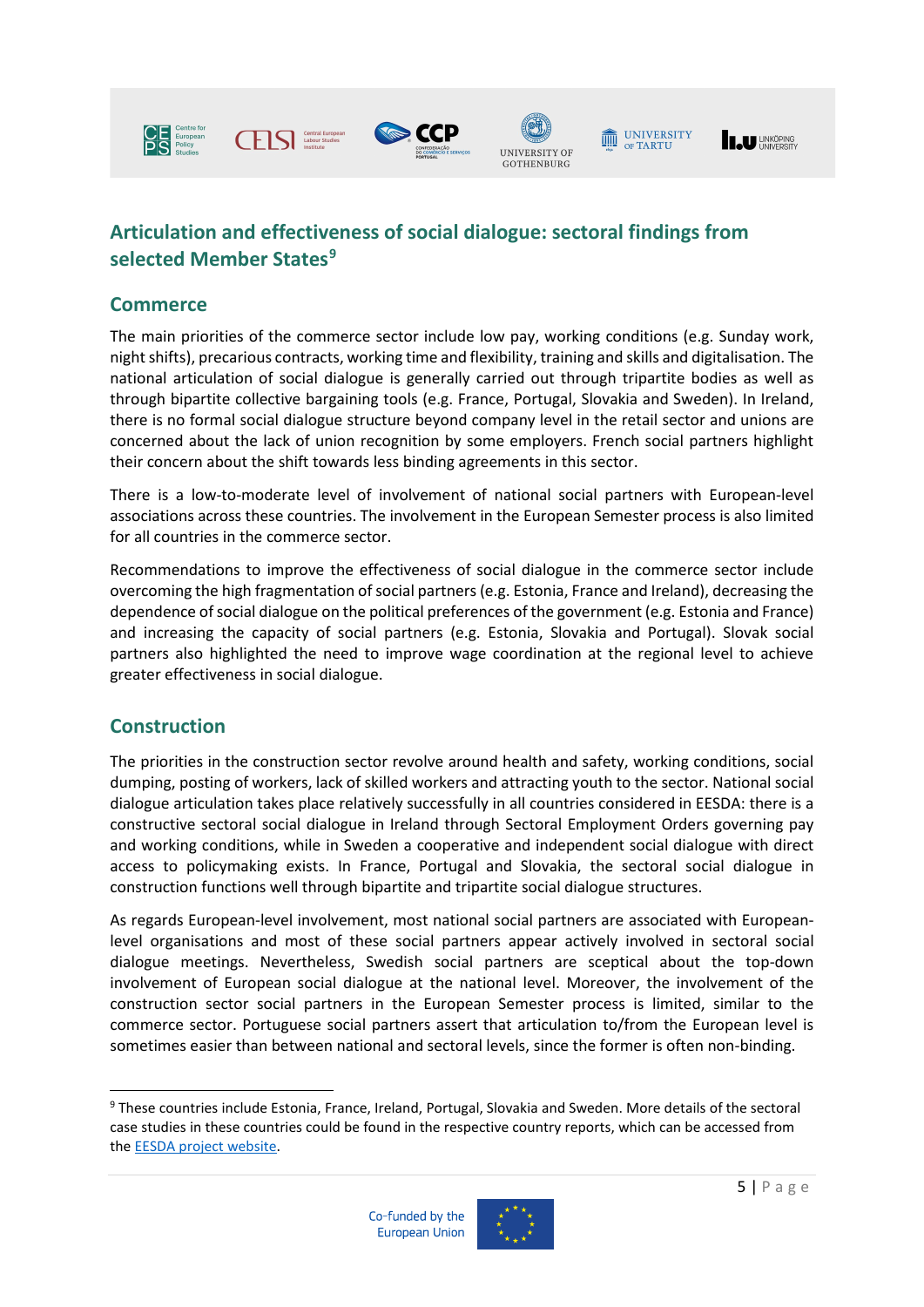## Articulation and effectiveness of social dialogue: sectoral findings from selected Member States[9]

### Commerce

The main priorities of the commerce sector include low pay, working conditions (e.g. Sunday work, night shifts), precarious contracts, working time and flexibility, training and skills and digitalisation. The national articulation of social dialogue is generally carried out through tripartite bodies as well as through bipartite collective bargaining tools (e.g. France, Portugal, Slovakia and Sweden). In Ireland, there is no formal social dialogue structure beyond company level in the retail sector and unions are concerned about the lack of union recognition by some employers. French social partners highlight their concern about the shift towards less binding agreements in this sector.

There is a low-to-moderate level of involvement of national social partners with European-level associations across these countries. The involvement in the European Semester process is also limited for all countries in the commerce sector.

Recommendations to improve the effectiveness of social dialogue in the commerce sector include overcoming the high fragmentation of social partners (e.g. Estonia, France and Ireland), decreasing the dependence of social dialogue on the political preferences of the government (e.g. Estonia and France) and increasing the capacity of social partners (e.g. Estonia, Slovakia and Portugal). Slovak social partners also highlighted the need to improve wage coordination at the regional level to achieve greater effectiveness in social dialogue.

### Construction

The priorities in the construction sector revolve around health and safety, working conditions, social dumping, posting of workers, lack of skilled workers and attracting youth to the sector. National social dialogue articulation takes place relatively successfully in all countries considered in EESDA: there is a constructive sectoral social dialogue in Ireland through Sectoral Employment Orders governing pay and working conditions, while in Sweden a cooperative and independent social dialogue with direct access to policymaking exists. In France, Portugal and Slovakia, the sectoral social dialogue in construction functions well through bipartite and tripartite social dialogue structures.

As regards European-level involvement, most national social partners are associated with European-level organisations and most of these social partners appear actively involved in sectoral social dialogue meetings. Nevertheless, Swedish social partners are sceptical about the top-down involvement of European social dialogue at the national level. Moreover, the involvement of the construction sector social partners in the European Semester process is limited, similar to the commerce sector. Portuguese social partners assert that articulation to/from the European level is sometimes easier than between national and sectoral levels, since the former is often non-binding.

---

[9] These countries include Estonia, France, Ireland, Portugal, Slovakia and Sweden. More details of the sectoral case studies in these countries could be found in the respective country reports, which can be accessed from the EESDA project website.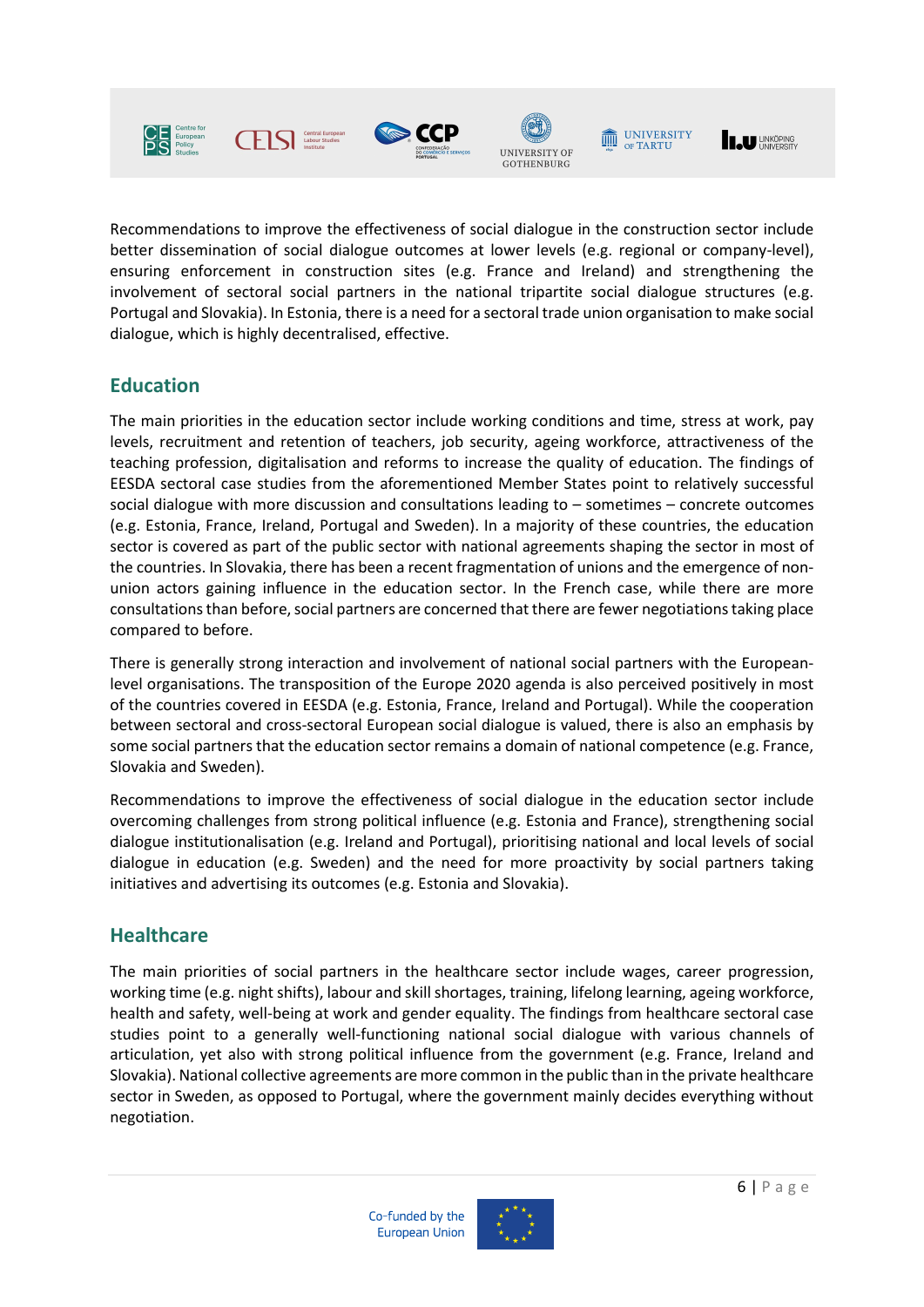Recommendations to improve the effectiveness of social dialogue in the construction sector include better dissemination of social dialogue outcomes at lower levels (e.g. regional or company-level), ensuring enforcement in construction sites (e.g. France and Ireland) and strengthening the involvement of sectoral social partners in the national tripartite social dialogue structures (e.g. Portugal and Slovakia). In Estonia, there is a need for a sectoral trade union organisation to make social dialogue, which is highly decentralised, effective.

## Education

The main priorities in the education sector include working conditions and time, stress at work, pay levels, recruitment and retention of teachers, job security, ageing workforce, attractiveness of the teaching profession, digitalisation and reforms to increase the quality of education. The findings of EESDA sectoral case studies from the aforementioned Member States point to relatively successful social dialogue with more discussion and consultations leading to – sometimes – concrete outcomes (e.g. Estonia, France, Ireland, Portugal and Sweden). In a majority of these countries, the education sector is covered as part of the public sector with national agreements shaping the sector in most of the countries. In Slovakia, there has been a recent fragmentation of unions and the emergence of non-union actors gaining influence in the education sector. In the French case, while there are more consultations than before, social partners are concerned that there are fewer negotiations taking place compared to before.

There is generally strong interaction and involvement of national social partners with the European-level organisations. The transposition of the Europe 2020 agenda is also perceived positively in most of the countries covered in EESDA (e.g. Estonia, France, Ireland and Portugal). While the cooperation between sectoral and cross-sectoral European social dialogue is valued, there is also an emphasis by some social partners that the education sector remains a domain of national competence (e.g. France, Slovakia and Sweden).

Recommendations to improve the effectiveness of social dialogue in the education sector include overcoming challenges from strong political influence (e.g. Estonia and France), strengthening social dialogue institutionalisation (e.g. Ireland and Portugal), prioritising national and local levels of social dialogue in education (e.g. Sweden) and the need for more proactivity by social partners taking initiatives and advertising its outcomes (e.g. Estonia and Slovakia).

## Healthcare

The main priorities of social partners in the healthcare sector include wages, career progression, working time (e.g. night shifts), labour and skill shortages, training, lifelong learning, ageing workforce, health and safety, well-being at work and gender equality. The findings from healthcare sectoral case studies point to a generally well-functioning national social dialogue with various channels of articulation, yet also with strong political influence from the government (e.g. France, Ireland and Slovakia). National collective agreements are more common in the public than in the private healthcare sector in Sweden, as opposed to Portugal, where the government mainly decides everything without negotiation.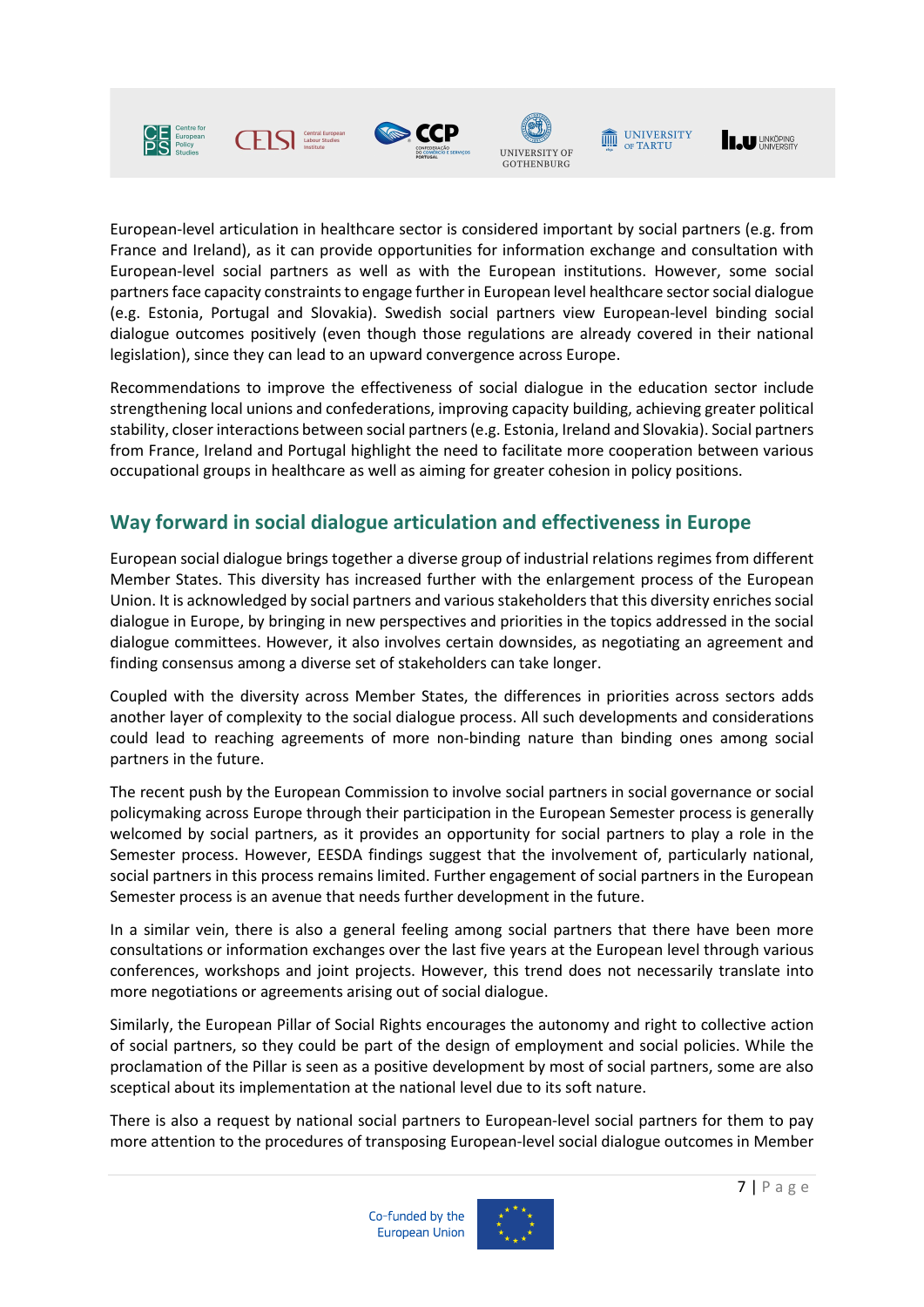European-level articulation in healthcare sector is considered important by social partners (e.g. from France and Ireland), as it can provide opportunities for information exchange and consultation with European-level social partners as well as with the European institutions. However, some social partners face capacity constraints to engage further in European level healthcare sector social dialogue (e.g. Estonia, Portugal and Slovakia). Swedish social partners view European-level binding social dialogue outcomes positively (even though those regulations are already covered in their national legislation), since they can lead to an upward convergence across Europe.

Recommendations to improve the effectiveness of social dialogue in the education sector include strengthening local unions and confederations, improving capacity building, achieving greater political stability, closer interactions between social partners (e.g. Estonia, Ireland and Slovakia). Social partners from France, Ireland and Portugal highlight the need to facilitate more cooperation between various occupational groups in healthcare as well as aiming for greater cohesion in policy positions.

## Way forward in social dialogue articulation and effectiveness in Europe

European social dialogue brings together a diverse group of industrial relations regimes from different Member States. This diversity has increased further with the enlargement process of the European Union. It is acknowledged by social partners and various stakeholders that this diversity enriches social dialogue in Europe, by bringing in new perspectives and priorities in the topics addressed in the social dialogue committees. However, it also involves certain downsides, as negotiating an agreement and finding consensus among a diverse set of stakeholders can take longer.

Coupled with the diversity across Member States, the differences in priorities across sectors adds another layer of complexity to the social dialogue process. All such developments and considerations could lead to reaching agreements of more non-binding nature than binding ones among social partners in the future.

The recent push by the European Commission to involve social partners in social governance or social policymaking across Europe through their participation in the European Semester process is generally welcomed by social partners, as it provides an opportunity for social partners to play a role in the Semester process. However, EESDA findings suggest that the involvement of, particularly national, social partners in this process remains limited. Further engagement of social partners in the European Semester process is an avenue that needs further development in the future.

In a similar vein, there is also a general feeling among social partners that there have been more consultations or information exchanges over the last five years at the European level through various conferences, workshops and joint projects. However, this trend does not necessarily translate into more negotiations or agreements arising out of social dialogue.

Similarly, the European Pillar of Social Rights encourages the autonomy and right to collective action of social partners, so they could be part of the design of employment and social policies. While the proclamation of the Pillar is seen as a positive development by most of social partners, some are also sceptical about its implementation at the national level due to its soft nature.

There is also a request by national social partners to European-level social partners for them to pay more attention to the procedures of transposing European-level social dialogue outcomes in Member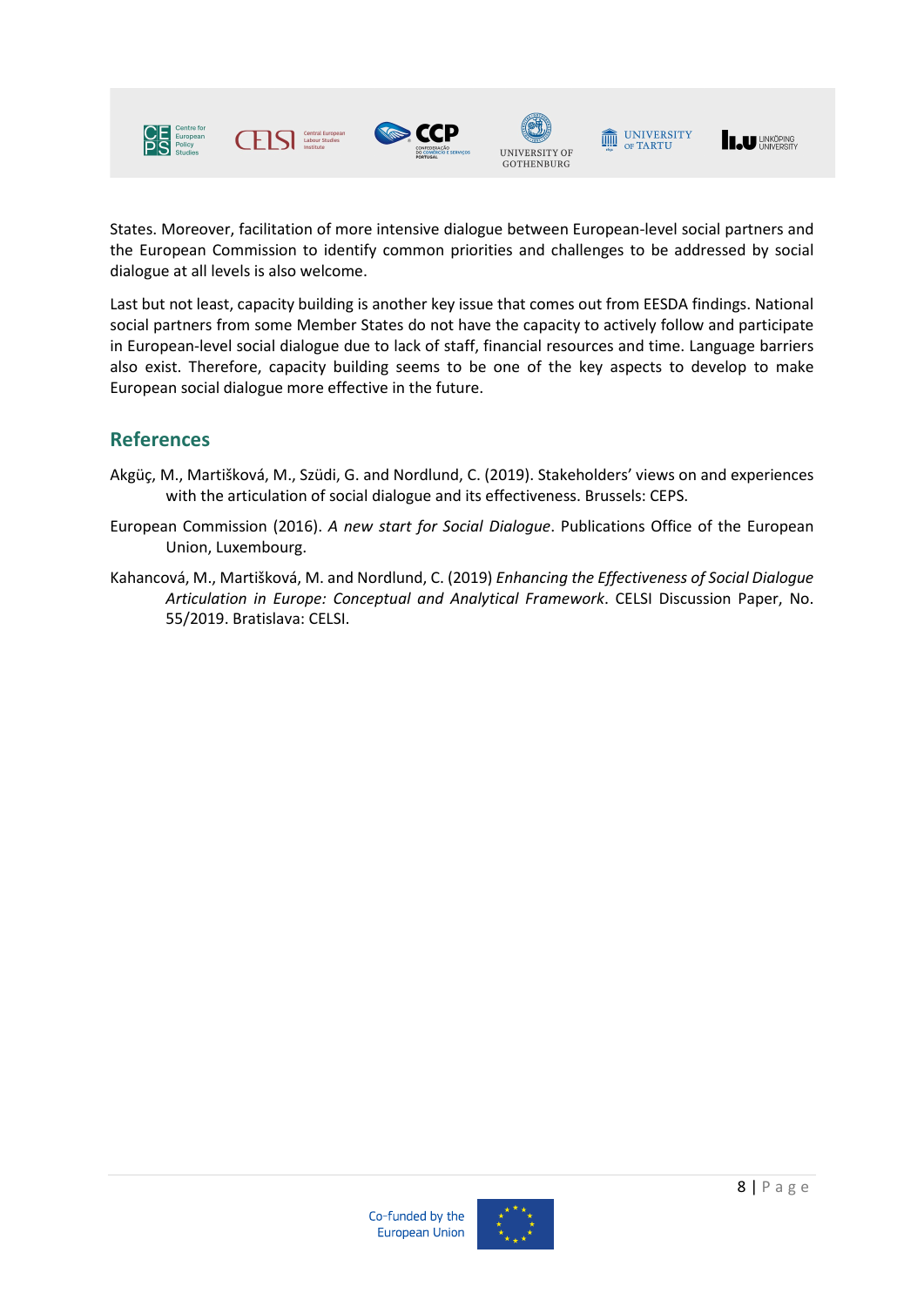States. Moreover, facilitation of more intensive dialogue between European-level social partners and the European Commission to identify common priorities and challenges to be addressed by social dialogue at all levels is also welcome.

Last but not least, capacity building is another key issue that comes out from EESDA findings. National social partners from some Member States do not have the capacity to actively follow and participate in European-level social dialogue due to lack of staff, financial resources and time. Language barriers also exist. Therefore, capacity building seems to be one of the key aspects to develop to make European social dialogue more effective in the future.

## References

Akgüç, M., Martišková, M., Szüdi, G. and Nordlund, C. (2019). Stakeholders' views on and experiences with the articulation of social dialogue and its effectiveness. Brussels: CEPS.

European Commission (2016). *A new start for Social Dialogue*. Publications Office of the European Union, Luxembourg.

Kahancová, M., Martišková, M. and Nordlund, C. (2019) *Enhancing the Effectiveness of Social Dialogue Articulation in Europe: Conceptual and Analytical Framework*. CELSI Discussion Paper, No. 55/2019. Bratislava: CELSI.